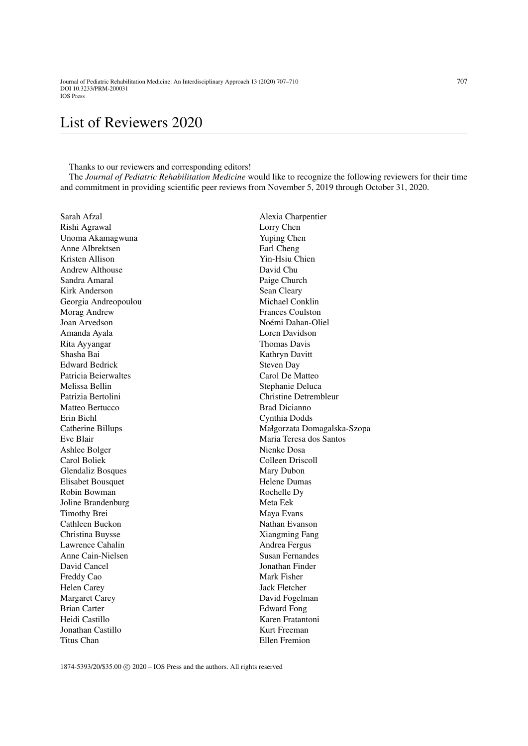# List of Reviewers 2020

Thanks to our reviewers and corresponding editors!

The *Journal of Pediatric Rehabilitation Medicine* would like to recognize the following reviewers for their time and commitment in providing scientific peer reviews from November 5, 2019 through October 31, 2020.

Sarah Afzal
Rishi Agrawal
Unoma Akamagwuna
Anne Albrektsen
Kristen Allison
Andrew Althouse
Sandra Amaral
Kirk Anderson
Georgia Andreopoulou
Morag Andrew
Joan Arvedson
Amanda Ayala
Rita Ayyangar
Shasha Bai
Edward Bedrick
Patricia Beierwaltes
Melissa Bellin
Patrizia Bertolini
Matteo Bertucco
Erin Biehl
Catherine Billups
Eve Blair
Ashlee Bolger
Carol Boliek
Glendaliz Bosques
Elisabet Bousquet
Robin Bowman
Joline Brandenburg
Timothy Brei
Cathleen Buckon
Christina Buysse
Lawrence Cahalin
Anne Cain-Nielsen
David Cancel
Freddy Cao
Helen Carey
Margaret Carey
Brian Carter
Heidi Castillo
Jonathan Castillo
Titus Chan
Alexia Charpentier
Lorry Chen
Yuping Chen
Earl Cheng
Yin-Hsiu Chien
David Chu
Paige Church
Sean Cleary
Michael Conklin
Frances Coulston
Noémi Dahan-Oliel
Loren Davidson
Thomas Davis
Kathryn Davitt
Steven Day
Carol De Matteo
Stephanie Deluca
Christine Detrembleur
Brad Dicianno
Cynthia Dodds
Małgorzata Domagalska-Szopa
Maria Teresa dos Santos
Nienke Dosa
Colleen Driscoll
Mary Dubon
Helene Dumas
Rochelle Dy
Meta Eek
Maya Evans
Nathan Evanson
Xiangming Fang
Andrea Fergus
Susan Fernandes
Jonathan Finder
Mark Fisher
Jack Fletcher
David Fogelman
Edward Fong
Karen Fratantoni
Kurt Freeman
Ellen Fremion

1874-5393/20/$35.00 © 2020 – IOS Press and the authors. All rights reserved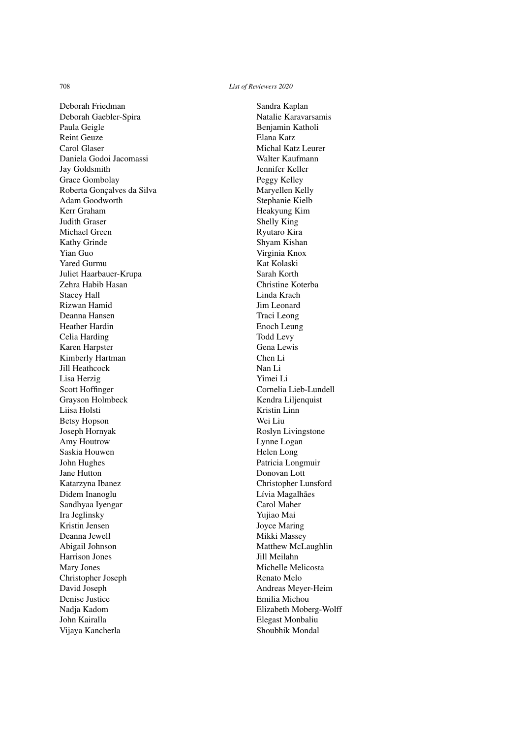Deborah Friedman
Deborah Gaebler-Spira
Paula Geigle
Reint Geuze
Carol Glaser
Daniela Godoi Jacomassi
Jay Goldsmith
Grace Gombolay
Roberta Gonçalves da Silva
Adam Goodworth
Kerr Graham
Judith Graser
Michael Green
Kathy Grinde
Yian Guo
Yared Gurmu
Juliet Haarbauer-Krupa
Zehra Habib Hasan
Stacey Hall
Rizwan Hamid
Deanna Hansen
Heather Hardin
Celia Harding
Karen Harpster
Kimberly Hartman
Jill Heathcock
Lisa Herzig
Scott Hoffinger
Grayson Holmbeck
Liisa Holsti
Betsy Hopson
Joseph Hornyak
Amy Houtrow
Saskia Houwen
John Hughes
Jane Hutton
Katarzyna Ibanez
Didem Inanoglu
Sandhyaa Iyengar
Ira Jeglinsky
Kristin Jensen
Deanna Jewell
Abigail Johnson
Harrison Jones
Mary Jones
Christopher Joseph
David Joseph
Denise Justice
Nadja Kadom
John Kairalla
Vijaya Kancherla
Sandra Kaplan
Natalie Karavarsamis
Benjamin Katholi
Elana Katz
Michal Katz Leurer
Walter Kaufmann
Jennifer Keller
Peggy Kelley
Maryellen Kelly
Stephanie Kielb
Heakyung Kim
Shelly King
Ryutaro Kira
Shyam Kishan
Virginia Knox
Kat Kolaski
Sarah Korth
Christine Koterba
Linda Krach
Jim Leonard
Traci Leong
Enoch Leung
Todd Levy
Gena Lewis
Chen Li
Nan Li
Yimei Li
Cornelia Lieb-Lundell
Kendra Liljenquist
Kristin Linn
Wei Liu
Roslyn Livingstone
Lynne Logan
Helen Long
Patricia Longmuir
Donovan Lott
Christopher Lunsford
Lívia Magalhães
Carol Maher
Yujiao Mai
Joyce Maring
Mikki Massey
Matthew McLaughlin
Jill Meilahn
Michelle Melicosta
Renato Melo
Andreas Meyer-Heim
Emilia Michou
Elizabeth Moberg-Wolff
Elegast Monbaliu
Shoubhik Mondal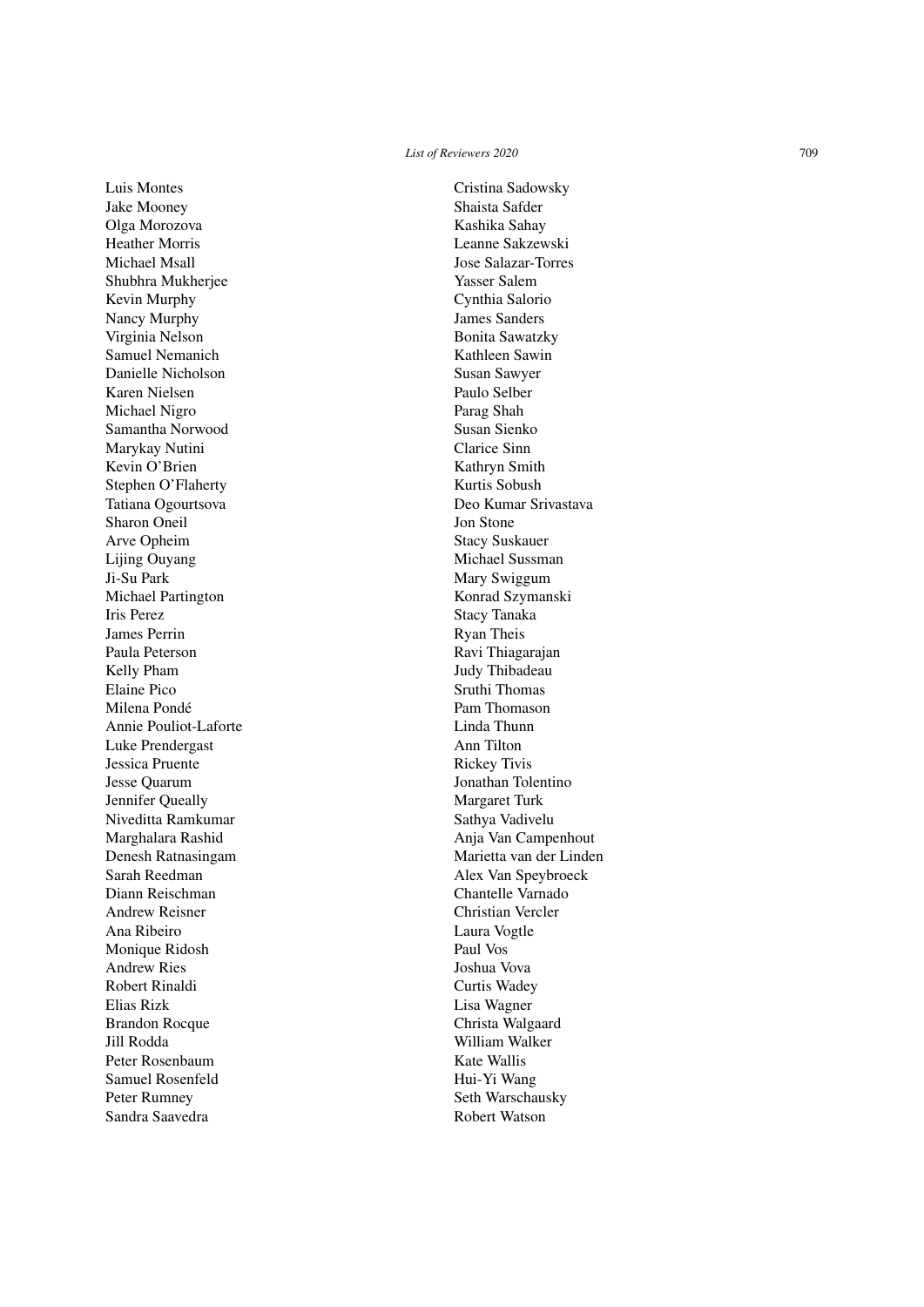Luis Montes
Jake Mooney
Olga Morozova
Heather Morris
Michael Msall
Shubhra Mukherjee
Kevin Murphy
Nancy Murphy
Virginia Nelson
Samuel Nemanich
Danielle Nicholson
Karen Nielsen
Michael Nigro
Samantha Norwood
Marykay Nutini
Kevin O'Brien
Stephen O'Flaherty
Tatiana Ogourtsova
Sharon Oneil
Arve Opheim
Lijing Ouyang
Ji-Su Park
Michael Partington
Iris Perez
James Perrin
Paula Peterson
Kelly Pham
Elaine Pico
Milena Pondé
Annie Pouliot-Laforte
Luke Prendergast
Jessica Pruente
Jesse Quarum
Jennifer Queally
Niveditta Ramkumar
Marghalara Rashid
Denesh Ratnasingam
Sarah Reedman
Diann Reischman
Andrew Reisner
Ana Ribeiro
Monique Ridosh
Andrew Ries
Robert Rinaldi
Elias Rizk
Brandon Rocque
Jill Rodda
Peter Rosenbaum
Samuel Rosenfeld
Peter Rumney
Sandra Saavedra
Cristina Sadowsky
Shaista Safder
Kashika Sahay
Leanne Sakzewski
Jose Salazar-Torres
Yasser Salem
Cynthia Salorio
James Sanders
Bonita Sawatzky
Kathleen Sawin
Susan Sawyer
Paulo Selber
Parag Shah
Susan Sienko
Clarice Sinn
Kathryn Smith
Kurtis Sobush
Deo Kumar Srivastava
Jon Stone
Stacy Suskauer
Michael Sussman
Mary Swiggum
Konrad Szymanski
Stacy Tanaka
Ryan Theis
Ravi Thiagarajan
Judy Thibadeau
Sruthi Thomas
Pam Thomason
Linda Thunn
Ann Tilton
Rickey Tivis
Jonathan Tolentino
Margaret Turk
Sathya Vadivelu
Anja Van Campenhout
Marietta van der Linden
Alex Van Speybroeck
Chantelle Varnado
Christian Vercler
Laura Vogtle
Paul Vos
Joshua Vova
Curtis Wadey
Lisa Wagner
Christa Walgaard
William Walker
Kate Wallis
Hui-Yi Wang
Seth Warschausky
Robert Watson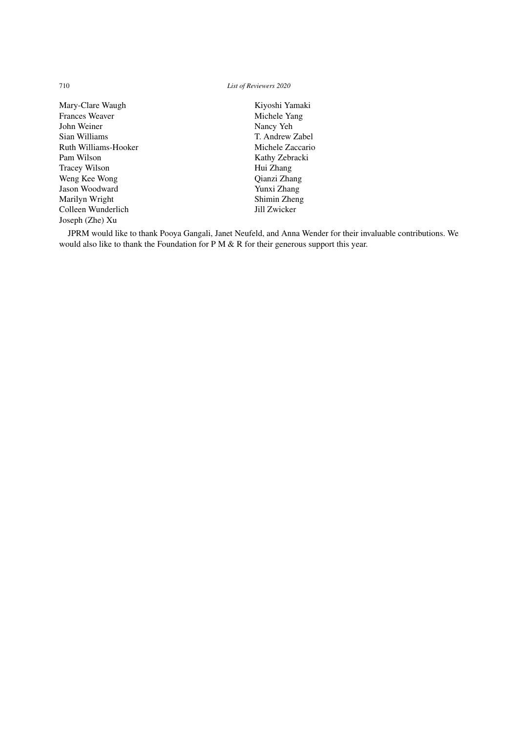Mary-Clare Waugh
Frances Weaver
John Weiner
Sian Williams
Ruth Williams-Hooker
Pam Wilson
Tracey Wilson
Weng Kee Wong
Jason Woodward
Marilyn Wright
Colleen Wunderlich
Joseph (Zhe) Xu
Kiyoshi Yamaki
Michele Yang
Nancy Yeh
T. Andrew Zabel
Michele Zaccario
Kathy Zebracki
Hui Zhang
Qianzi Zhang
Yunxi Zhang
Shimin Zheng
Jill Zwicker

JPRM would like to thank Pooya Gangali, Janet Neufeld, and Anna Wender for their invaluable contributions. We would also like to thank the Foundation for P M & R for their generous support this year.